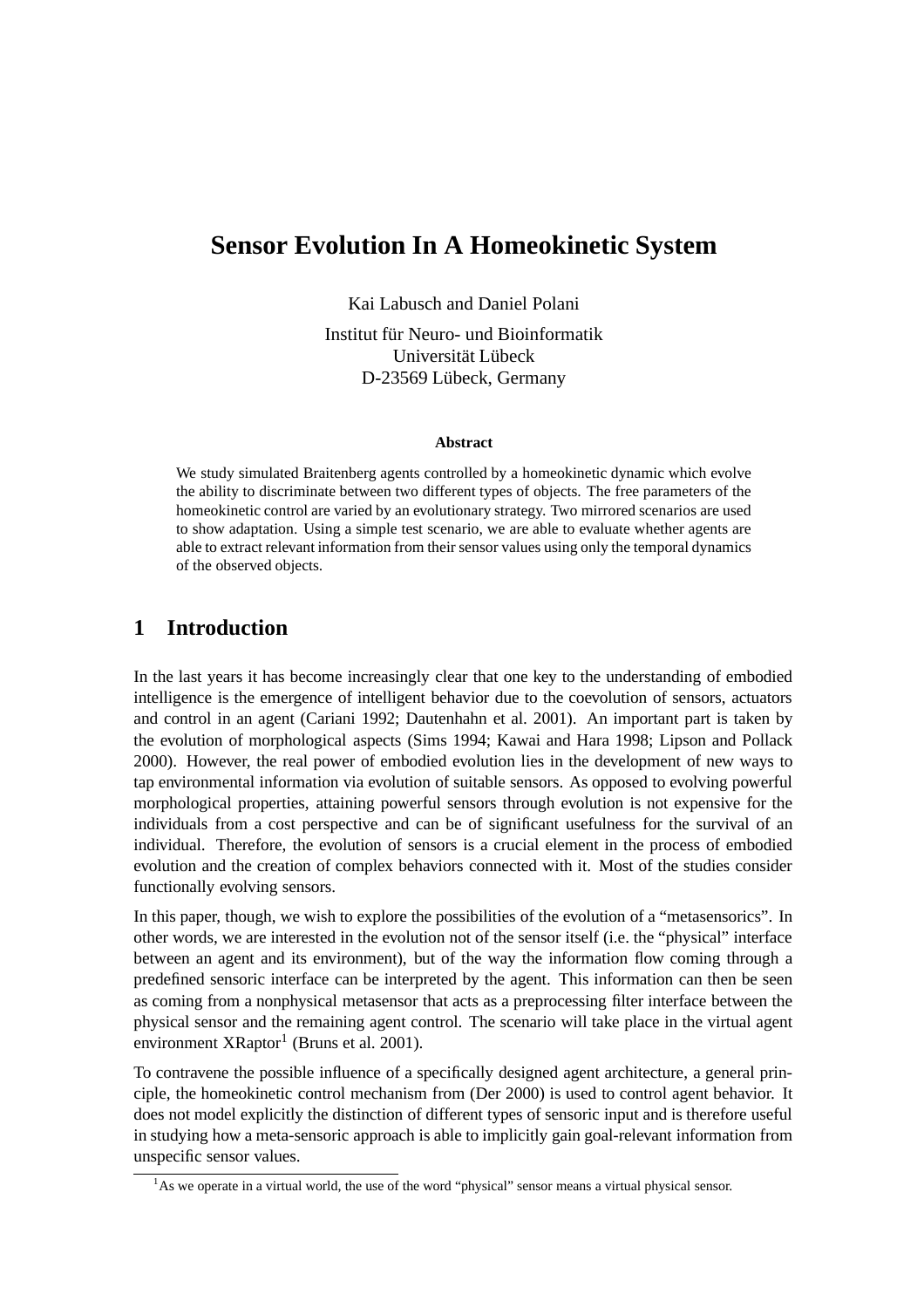# Sensor Evolution In A Homeokinetic System

Kai Labusch and Daniel Polani

Institut für Neuro- und Bioinformatik
Universität Lübeck
D-23569 Lübeck, Germany

**Abstract**

We study simulated Braitenberg agents controlled by a homeokinetic dynamic which evolve the ability to discriminate between two different types of objects. The free parameters of the homeokinetic control are varied by an evolutionary strategy. Two mirrored scenarios are used to show adaptation. Using a simple test scenario, we are able to evaluate whether agents are able to extract relevant information from their sensor values using only the temporal dynamics of the observed objects.

## 1 Introduction

In the last years it has become increasingly clear that one key to the understanding of embodied intelligence is the emergence of intelligent behavior due to the coevolution of sensors, actuators and control in an agent (Cariani 1992; Dautenhahn et al. 2001). An important part is taken by the evolution of morphological aspects (Sims 1994; Kawai and Hara 1998; Lipson and Pollack 2000). However, the real power of embodied evolution lies in the development of new ways to tap environmental information via evolution of suitable sensors. As opposed to evolving powerful morphological properties, attaining powerful sensors through evolution is not expensive for the individuals from a cost perspective and can be of significant usefulness for the survival of an individual. Therefore, the evolution of sensors is a crucial element in the process of embodied evolution and the creation of complex behaviors connected with it. Most of the studies consider functionally evolving sensors.

In this paper, though, we wish to explore the possibilities of the evolution of a "metasensorics". In other words, we are interested in the evolution not of the sensor itself (i.e. the "physical" interface between an agent and its environment), but of the way the information flow coming through a predefined sensoric interface can be interpreted by the agent. This information can then be seen as coming from a nonphysical metasensor that acts as a preprocessing filter interface between the physical sensor and the remaining agent control. The scenario will take place in the virtual agent environment XRaptor[1] (Bruns et al. 2001).

To contravene the possible influence of a specifically designed agent architecture, a general principle, the homeokinetic control mechanism from (Der 2000) is used to control agent behavior. It does not model explicitly the distinction of different types of sensoric input and is therefore useful in studying how a meta-sensoric approach is able to implicitly gain goal-relevant information from unspecific sensor values.

[1] As we operate in a virtual world, the use of the word "physical" sensor means a virtual physical sensor.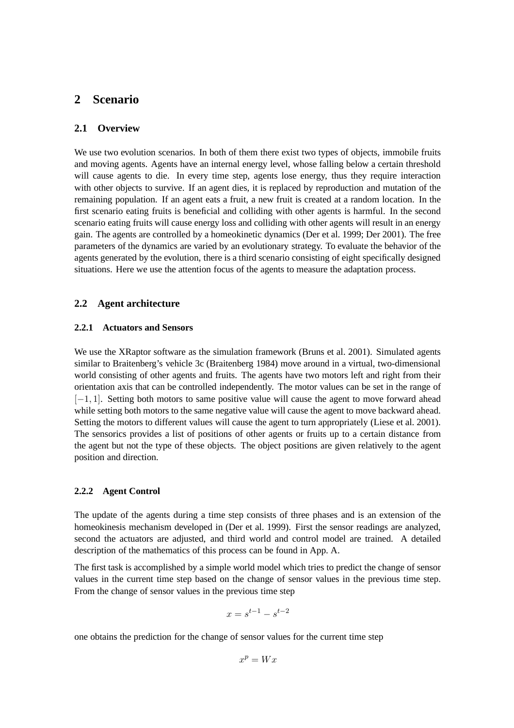## 2 Scenario

### 2.1 Overview

We use two evolution scenarios. In both of them there exist two types of objects, immobile fruits and moving agents. Agents have an internal energy level, whose falling below a certain threshold will cause agents to die. In every time step, agents lose energy, thus they require interaction with other objects to survive. If an agent dies, it is replaced by reproduction and mutation of the remaining population. If an agent eats a fruit, a new fruit is created at a random location. In the first scenario eating fruits is beneficial and colliding with other agents is harmful. In the second scenario eating fruits will cause energy loss and colliding with other agents will result in an energy gain. The agents are controlled by a homeokinetic dynamics (Der et al. 1999; Der 2001). The free parameters of the dynamics are varied by an evolutionary strategy. To evaluate the behavior of the agents generated by the evolution, there is a third scenario consisting of eight specifically designed situations. Here we use the attention focus of the agents to measure the adaptation process.

### 2.2 Agent architecture

#### 2.2.1 Actuators and Sensors

We use the XRaptor software as the simulation framework (Bruns et al. 2001). Simulated agents similar to Braitenberg's vehicle 3c (Braitenberg 1984) move around in a virtual, two-dimensional world consisting of other agents and fruits. The agents have two motors left and right from their orientation axis that can be controlled independently. The motor values can be set in the range of $[-1, 1]$. Setting both motors to same positive value will cause the agent to move forward ahead while setting both motors to the same negative value will cause the agent to move backward ahead. Setting the motors to different values will cause the agent to turn appropriately (Liese et al. 2001). The sensorics provides a list of positions of other agents or fruits up to a certain distance from the agent but not the type of these objects. The object positions are given relatively to the agent position and direction.

#### 2.2.2 Agent Control

The update of the agents during a time step consists of three phases and is an extension of the homeokinesis mechanism developed in (Der et al. 1999). First the sensor readings are analyzed, second the actuators are adjusted, and third world and control model are trained. A detailed description of the mathematics of this process can be found in App. A.

The first task is accomplished by a simple world model which tries to predict the change of sensor values in the current time step based on the change of sensor values in the previous time step. From the change of sensor values in the previous time step

$$x = s^{t-1} - s^{t-2}$$

one obtains the prediction for the change of sensor values for the current time step

$$x^p = Wx$$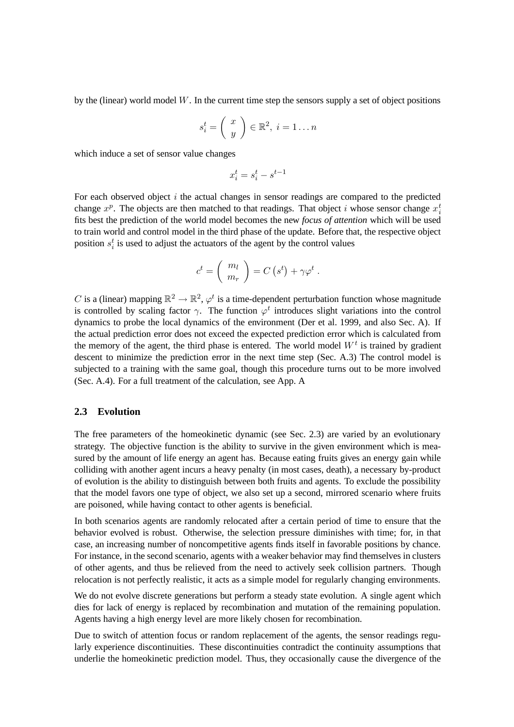by the (linear) world model $W$. In the current time step the sensors supply a set of object positions

$$s_i^t = \begin{pmatrix} x \\ y \end{pmatrix} \in \mathbb{R}^2, \; i = 1 \ldots n$$

which induce a set of sensor value changes

$$x_i^t = s_i^t - s^{t-1}$$

For each observed object $i$ the actual changes in sensor readings are compared to the predicted change $x^p$. The objects are then matched to that readings. That object $i$ whose sensor change $x_i^t$ fits best the prediction of the world model becomes the new *focus of attention* which will be used to train world and control model in the third phase of the update. Before that, the respective object position $s_i^t$ is used to adjust the actuators of the agent by the control values

$$c^t = \begin{pmatrix} m_l \\ m_r \end{pmatrix} = C\left(s^t\right) + \gamma \varphi^t \; .$$

$C$ is a (linear) mapping $\mathbb{R}^2 \to \mathbb{R}^2$, $\varphi^t$ is a time-dependent perturbation function whose magnitude is controlled by scaling factor $\gamma$. The function $\varphi^t$ introduces slight variations into the control dynamics to probe the local dynamics of the environment (Der et al. 1999, and also Sec. A). If the actual prediction error does not exceed the expected prediction error which is calculated from the memory of the agent, the third phase is entered. The world model $W^t$ is trained by gradient descent to minimize the prediction error in the next time step (Sec. A.3) The control model is subjected to a training with the same goal, though this procedure turns out to be more involved (Sec. A.4). For a full treatment of the calculation, see App. A

### 2.3 Evolution

The free parameters of the homeokinetic dynamic (see Sec. 2.3) are varied by an evolutionary strategy. The objective function is the ability to survive in the given environment which is measured by the amount of life energy an agent has. Because eating fruits gives an energy gain while colliding with another agent incurs a heavy penalty (in most cases, death), a necessary by-product of evolution is the ability to distinguish between both fruits and agents. To exclude the possibility that the model favors one type of object, we also set up a second, mirrored scenario where fruits are poisoned, while having contact to other agents is beneficial.

In both scenarios agents are randomly relocated after a certain period of time to ensure that the behavior evolved is robust. Otherwise, the selection pressure diminishes with time; for, in that case, an increasing number of noncompetitive agents finds itself in favorable positions by chance. For instance, in the second scenario, agents with a weaker behavior may find themselves in clusters of other agents, and thus be relieved from the need to actively seek collision partners. Though relocation is not perfectly realistic, it acts as a simple model for regularly changing environments.

We do not evolve discrete generations but perform a steady state evolution. A single agent which dies for lack of energy is replaced by recombination and mutation of the remaining population. Agents having a high energy level are more likely chosen for recombination.

Due to switch of attention focus or random replacement of the agents, the sensor readings regularly experience discontinuities. These discontinuities contradict the continuity assumptions that underlie the homeokinetic prediction model. Thus, they occasionally cause the divergence of the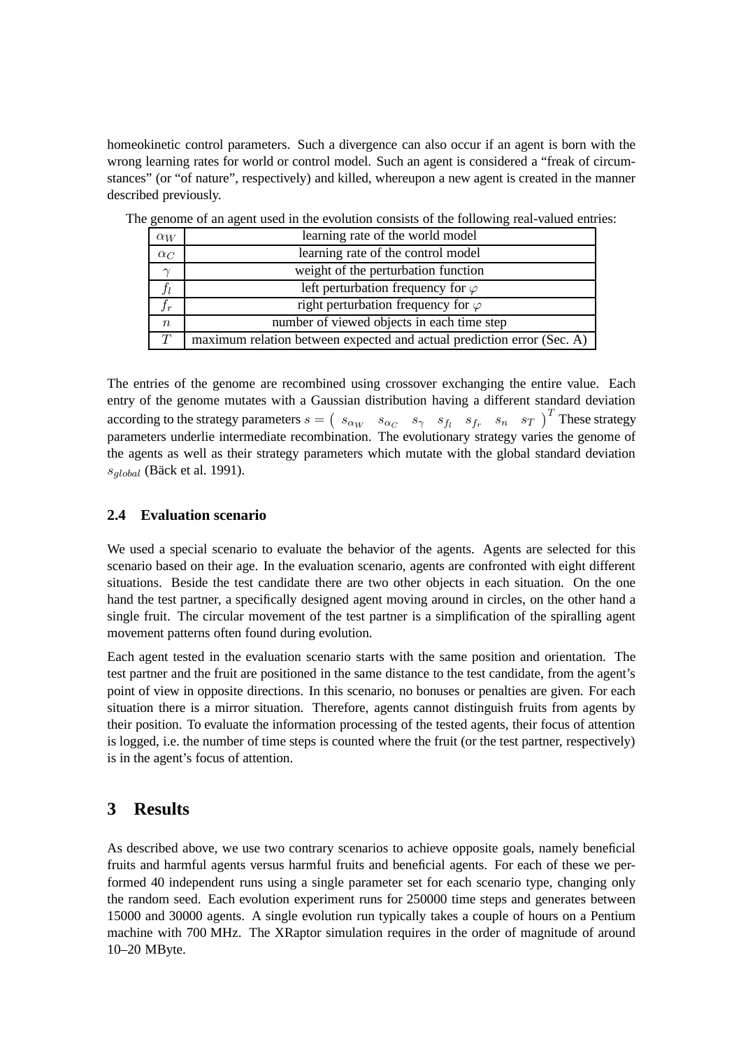homeokinetic control parameters. Such a divergence can also occur if an agent is born with the wrong learning rates for world or control model. Such an agent is considered a "freak of circumstances" (or "of nature", respectively) and killed, whereupon a new agent is created in the manner described previously.

The genome of an agent used in the evolution consists of the following real-valued entries:

| | |
|---|---|
| $\alpha_W$ | learning rate of the world model |
| $\alpha_C$ | learning rate of the control model |
| $\gamma$ | weight of the perturbation function |
| $f_l$ | left perturbation frequency for $\varphi$ |
| $f_r$ | right perturbation frequency for $\varphi$ |
| $n$ | number of viewed objects in each time step |
| $T$ | maximum relation between expected and actual prediction error (Sec. A) |

The entries of the genome are recombined using crossover exchanging the entire value. Each entry of the genome mutates with a Gaussian distribution having a different standard deviation according to the strategy parameters $s = \begin{pmatrix} s_{\alpha_W} & s_{\alpha_C} & s_\gamma & s_{f_l} & s_{f_r} & s_n & s_T \end{pmatrix}^T$ These strategy parameters underlie intermediate recombination. The evolutionary strategy varies the genome of the agents as well as their strategy parameters which mutate with the global standard deviation $s_{global}$ (Bäck et al. 1991).

### 2.4 Evaluation scenario

We used a special scenario to evaluate the behavior of the agents. Agents are selected for this scenario based on their age. In the evaluation scenario, agents are confronted with eight different situations. Beside the test candidate there are two other objects in each situation. On the one hand the test partner, a specifically designed agent moving around in circles, on the other hand a single fruit. The circular movement of the test partner is a simplification of the spiralling agent movement patterns often found during evolution.

Each agent tested in the evaluation scenario starts with the same position and orientation. The test partner and the fruit are positioned in the same distance to the test candidate, from the agent's point of view in opposite directions. In this scenario, no bonuses or penalties are given. For each situation there is a mirror situation. Therefore, agents cannot distinguish fruits from agents by their position. To evaluate the information processing of the tested agents, their focus of attention is logged, i.e. the number of time steps is counted where the fruit (or the test partner, respectively) is in the agent's focus of attention.

## 3 Results

As described above, we use two contrary scenarios to achieve opposite goals, namely beneficial fruits and harmful agents versus harmful fruits and beneficial agents. For each of these we performed 40 independent runs using a single parameter set for each scenario type, changing only the random seed. Each evolution experiment runs for 250000 time steps and generates between 15000 and 30000 agents. A single evolution run typically takes a couple of hours on a Pentium machine with 700 MHz. The XRaptor simulation requires in the order of magnitude of around 10–20 MByte.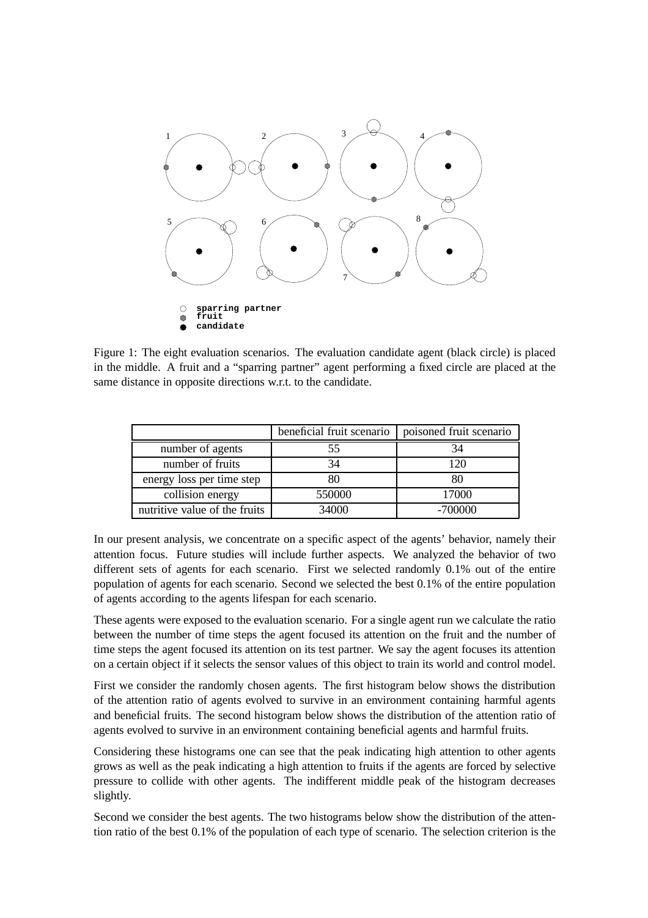Figure 1: The eight evaluation scenarios. The evaluation candidate agent (black circle) is placed in the middle. A fruit and a "sparring partner" agent performing a fixed circle are placed at the same distance in opposite directions w.r.t. to the candidate.

| | beneficial fruit scenario | poisoned fruit scenario |
|---|---|---|
| number of agents | 55 | 34 |
| number of fruits | 34 | 120 |
| energy loss per time step | 80 | 80 |
| collision energy | 550000 | 17000 |
| nutritive value of the fruits | 34000 | -700000 |

In our present analysis, we concentrate on a specific aspect of the agents' behavior, namely their attention focus. Future studies will include further aspects. We analyzed the behavior of two different sets of agents for each scenario. First we selected randomly 0.1% out of the entire population of agents for each scenario. Second we selected the best 0.1% of the entire population of agents according to the agents lifespan for each scenario.

These agents were exposed to the evaluation scenario. For a single agent run we calculate the ratio between the number of time steps the agent focused its attention on the fruit and the number of time steps the agent focused its attention on its test partner. We say the agent focuses its attention on a certain object if it selects the sensor values of this object to train its world and control model.

First we consider the randomly chosen agents. The first histogram below shows the distribution of the attention ratio of agents evolved to survive in an environment containing harmful agents and beneficial fruits. The second histogram below shows the distribution of the attention ratio of agents evolved to survive in an environment containing beneficial agents and harmful fruits.

Considering these histograms one can see that the peak indicating high attention to other agents grows as well as the peak indicating a high attention to fruits if the agents are forced by selective pressure to collide with other agents. The indifferent middle peak of the histogram decreases slightly.

Second we consider the best agents. The two histograms below show the distribution of the attention ratio of the best 0.1% of the population of each type of scenario. The selection criterion is the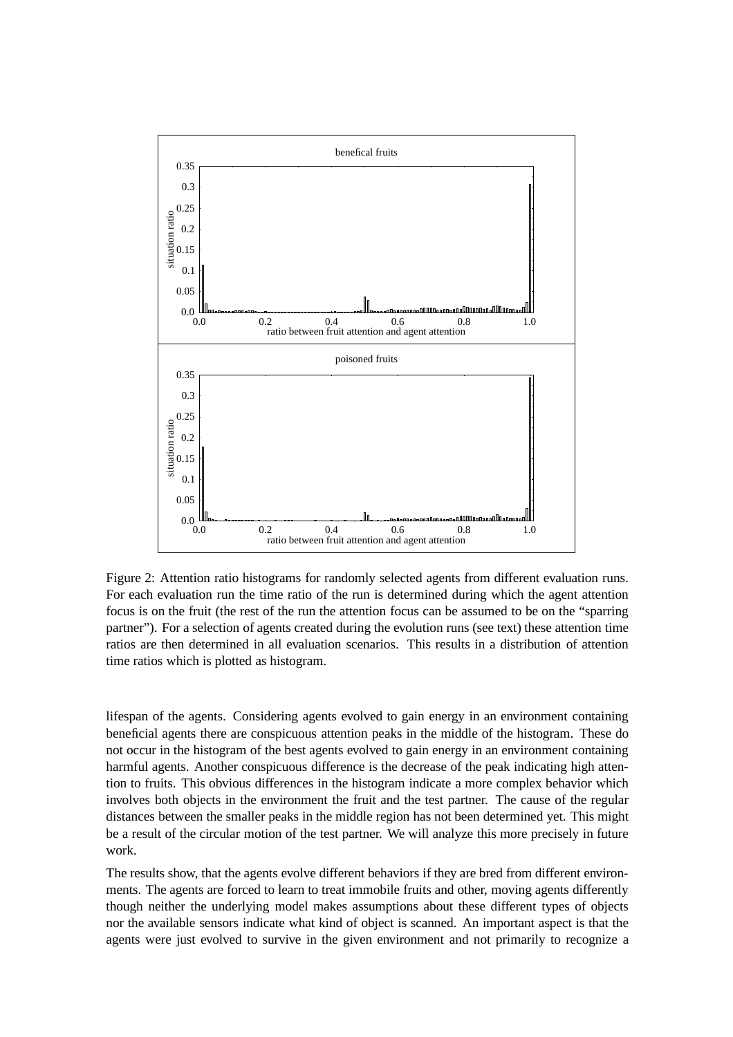Figure 2: Attention ratio histograms for randomly selected agents from different evaluation runs. For each evaluation run the time ratio of the run is determined during which the agent attention focus is on the fruit (the rest of the run the attention focus can be assumed to be on the "sparring partner"). For a selection of agents created during the evolution runs (see text) these attention time ratios are then determined in all evaluation scenarios. This results in a distribution of attention time ratios which is plotted as histogram.

lifespan of the agents. Considering agents evolved to gain energy in an environment containing beneficial agents there are conspicuous attention peaks in the middle of the histogram. These do not occur in the histogram of the best agents evolved to gain energy in an environment containing harmful agents. Another conspicuous difference is the decrease of the peak indicating high attention to fruits. This obvious differences in the histogram indicate a more complex behavior which involves both objects in the environment the fruit and the test partner. The cause of the regular distances between the smaller peaks in the middle region has not been determined yet. This might be a result of the circular motion of the test partner. We will analyze this more precisely in future work.

The results show, that the agents evolve different behaviors if they are bred from different environments. The agents are forced to learn to treat immobile fruits and other, moving agents differently though neither the underlying model makes assumptions about these different types of objects nor the available sensors indicate what kind of object is scanned. An important aspect is that the agents were just evolved to survive in the given environment and not primarily to recognize a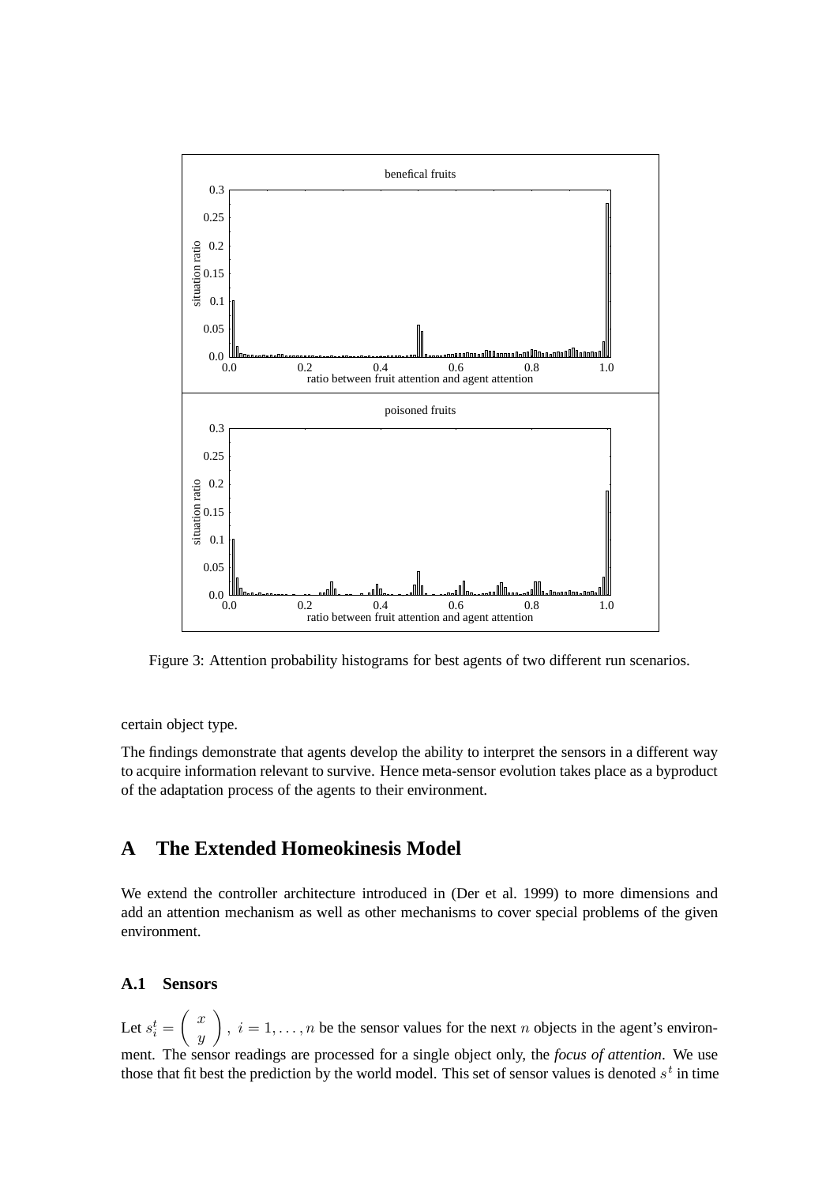Figure 3: Attention probability histograms for best agents of two different run scenarios.

certain object type.

The findings demonstrate that agents develop the ability to interpret the sensors in a different way to acquire information relevant to survive. Hence meta-sensor evolution takes place as a byproduct of the adaptation process of the agents to their environment.

# A The Extended Homeokinesis Model

We extend the controller architecture introduced in (Der et al. 1999) to more dimensions and add an attention mechanism as well as other mechanisms to cover special problems of the given environment.

## A.1 Sensors

Let $s_i^t = \begin{pmatrix} x \\ y \end{pmatrix}, \ i = 1, \ldots, n$ be the sensor values for the next $n$ objects in the agent's environment. The sensor readings are processed for a single object only, the *focus of attention*. We use those that fit best the prediction by the world model. This set of sensor values is denoted $s^t$ in time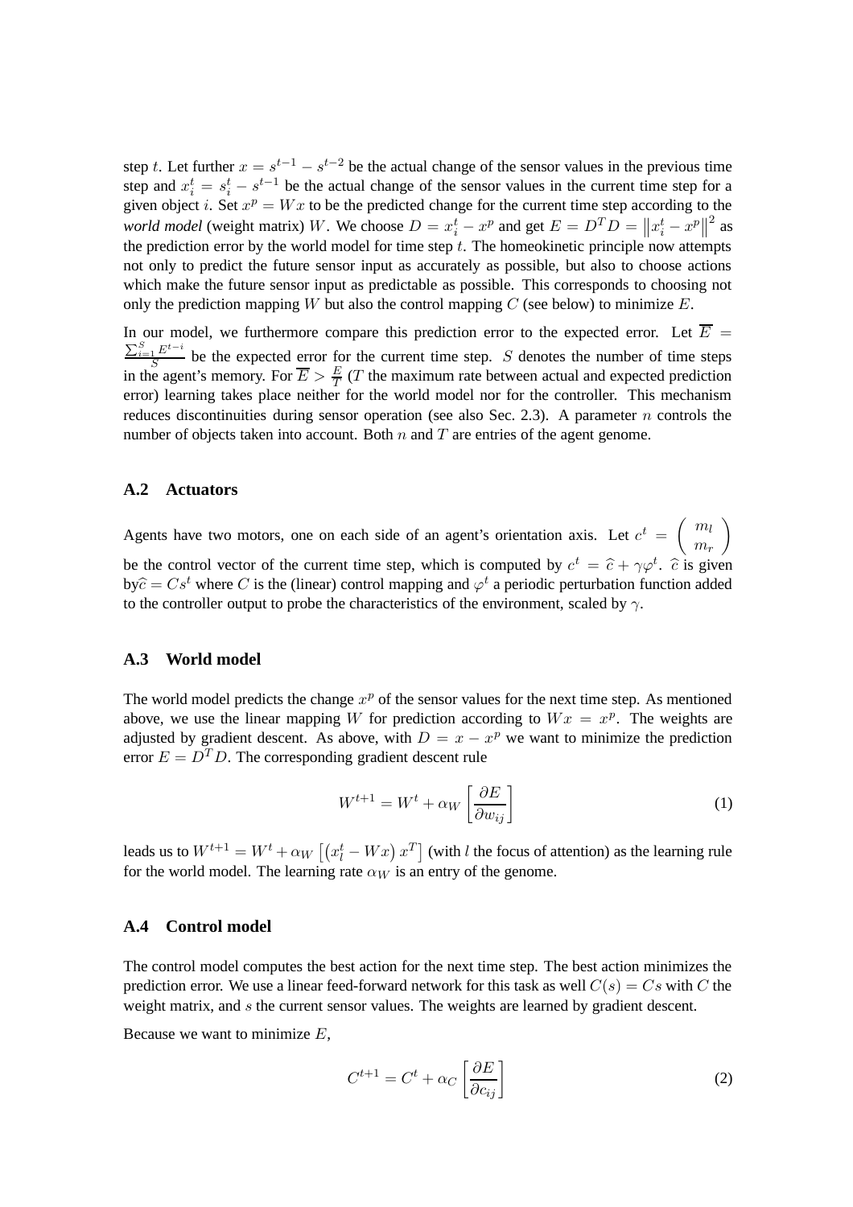step $t$. Let further $x = s^{t-1} - s^{t-2}$ be the actual change of the sensor values in the previous time step and $x_i^t = s_i^t - s^{t-1}$ be the actual change of the sensor values in the current time step for a given object $i$. Set $x^p = Wx$ to be the predicted change for the current time step according to the *world model* (weight matrix) $W$. We choose $D = x_i^t - x^p$ and get $E = D^T D = \left\| x_i^t - x^p \right\|^2$ as the prediction error by the world model for time step $t$. The homeokinetic principle now attempts not only to predict the future sensor input as accurately as possible, but also to choose actions which make the future sensor input as predictable as possible. This corresponds to choosing not only the prediction mapping $W$ but also the control mapping $C$ (see below) to minimize $E$.

In our model, we furthermore compare this prediction error to the expected error. Let $\overline{E} = \frac{\sum_{i=1}^{S} E^{t-i}}{S}$ be the expected error for the current time step. $S$ denotes the number of time steps in the agent's memory. For $\overline{E} > \frac{E}{T}$ ($T$ the maximum rate between actual and expected prediction error) learning takes place neither for the world model nor for the controller. This mechanism reduces discontinuities during sensor operation (see also Sec. 2.3). A parameter $n$ controls the number of objects taken into account. Both $n$ and $T$ are entries of the agent genome.

### A.2 Actuators

Agents have two motors, one on each side of an agent's orientation axis. Let $c^t = \begin{pmatrix} m_l \\ m_r \end{pmatrix}$ be the control vector of the current time step, which is computed by $c^t = \widehat{c} + \gamma\varphi^t$. $\widehat{c}$ is given by$\widehat{c} = Cs^t$ where $C$ is the (linear) control mapping and $\varphi^t$ a periodic perturbation function added to the controller output to probe the characteristics of the environment, scaled by $\gamma$.

### A.3 World model

The world model predicts the change $x^p$ of the sensor values for the next time step. As mentioned above, we use the linear mapping $W$ for prediction according to $Wx = x^p$. The weights are adjusted by gradient descent. As above, with $D = x - x^p$ we want to minimize the prediction error $E = D^T D$. The corresponding gradient descent rule

$$W^{t+1} = W^t + \alpha_W \left[ \frac{\partial E}{\partial w_{ij}} \right] \tag{1}$$

leads us to $W^{t+1} = W^t + \alpha_W \left[ \left( x_l^t - Wx \right) x^T \right]$ (with $l$ the focus of attention) as the learning rule for the world model. The learning rate $\alpha_W$ is an entry of the genome.

### A.4 Control model

The control model computes the best action for the next time step. The best action minimizes the prediction error. We use a linear feed-forward network for this task as well $C(s) = Cs$ with $C$ the weight matrix, and $s$ the current sensor values. The weights are learned by gradient descent.

Because we want to minimize $E$,

$$C^{t+1} = C^t + \alpha_C \left[ \frac{\partial E}{\partial c_{ij}} \right] \tag{2}$$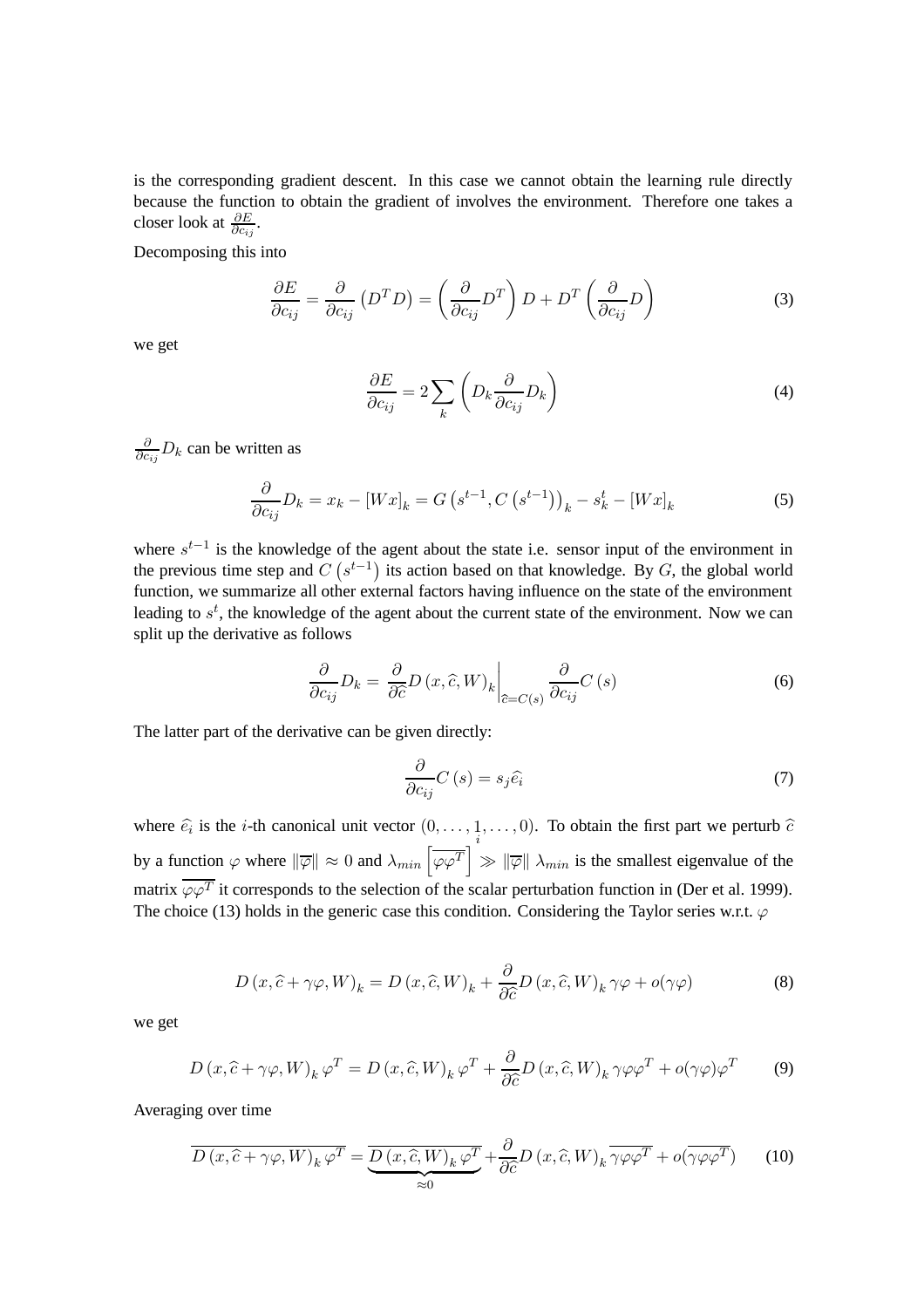is the corresponding gradient descent. In this case we cannot obtain the learning rule directly because the function to obtain the gradient of involves the environment. Therefore one takes a closer look at $\frac{\partial E}{\partial c_{ij}}$.

Decomposing this into

$$\frac{\partial E}{\partial c_{ij}} = \frac{\partial}{\partial c_{ij}} \left( D^T D \right) = \left( \frac{\partial}{\partial c_{ij}} D^T \right) D + D^T \left( \frac{\partial}{\partial c_{ij}} D \right) \tag{3}$$

we get

$$\frac{\partial E}{\partial c_{ij}} = 2 \sum_k \left( D_k \frac{\partial}{\partial c_{ij}} D_k \right) \tag{4}$$

$\frac{\partial}{\partial c_{ij}} D_k$ can be written as

$$\frac{\partial}{\partial c_{ij}} D_k = x_k - [Wx]_k = G\left(s^{t-1}, C\left(s^{t-1}\right)\right)_k - s_k^t - [Wx]_k \tag{5}$$

where $s^{t-1}$ is the knowledge of the agent about the state i.e. sensor input of the environment in the previous time step and $C\left(s^{t-1}\right)$ its action based on that knowledge. By $G$, the global world function, we summarize all other external factors having influence on the state of the environment leading to $s^t$, the knowledge of the agent about the current state of the environment. Now we can split up the derivative as follows

$$\frac{\partial}{\partial c_{ij}} D_k = \left. \frac{\partial}{\partial \widehat{c}} D\left(x, \widehat{c}, W\right)_k \right|_{\widehat{c}=C(s)} \frac{\partial}{\partial c_{ij}} C\left(s\right) \tag{6}$$

The latter part of the derivative can be given directly:

$$\frac{\partial}{\partial c_{ij}} C\left(s\right) = s_j \widehat{e_i} \tag{7}$$

where $\widehat{e_i}$ is the $i$-th canonical unit vector $(0, \ldots, \underset{i}{1}, \ldots, 0)$. To obtain the first part we perturb $\widehat{c}$ by a function $\varphi$ where $\|\overline{\varphi}\| \approx 0$ and $\lambda_{min}\left[\overline{\varphi\varphi^T}\right] \gg \|\overline{\varphi}\|$ $\lambda_{min}$ is the smallest eigenvalue of the matrix $\overline{\varphi\varphi^T}$ it corresponds to the selection of the scalar perturbation function in (Der et al. 1999). The choice (13) holds in the generic case this condition. Considering the Taylor series w.r.t. $\varphi$

$$D\left(x, \widehat{c} + \gamma\varphi, W\right)_k = D\left(x, \widehat{c}, W\right)_k + \frac{\partial}{\partial \widehat{c}} D\left(x, \widehat{c}, W\right)_k \gamma\varphi + o(\gamma\varphi) \tag{8}$$

we get

$$D\left(x, \widehat{c} + \gamma\varphi, W\right)_k \varphi^T = D\left(x, \widehat{c}, W\right)_k \varphi^T + \frac{\partial}{\partial \widehat{c}} D\left(x, \widehat{c}, W\right)_k \gamma\varphi\varphi^T + o(\gamma\varphi)\varphi^T \tag{9}$$

Averaging over time

$$\overline{D\left(x, \widehat{c} + \gamma\varphi, W\right)_k \varphi^T} = \underbrace{\overline{D\left(x, \widehat{c}, W\right)_k \varphi^T}}_{\approx 0} + \frac{\partial}{\partial \widehat{c}} D\left(x, \widehat{c}, W\right)_k \overline{\gamma\varphi\varphi^T} + o(\overline{\gamma\varphi\varphi^T}) \tag{10}$$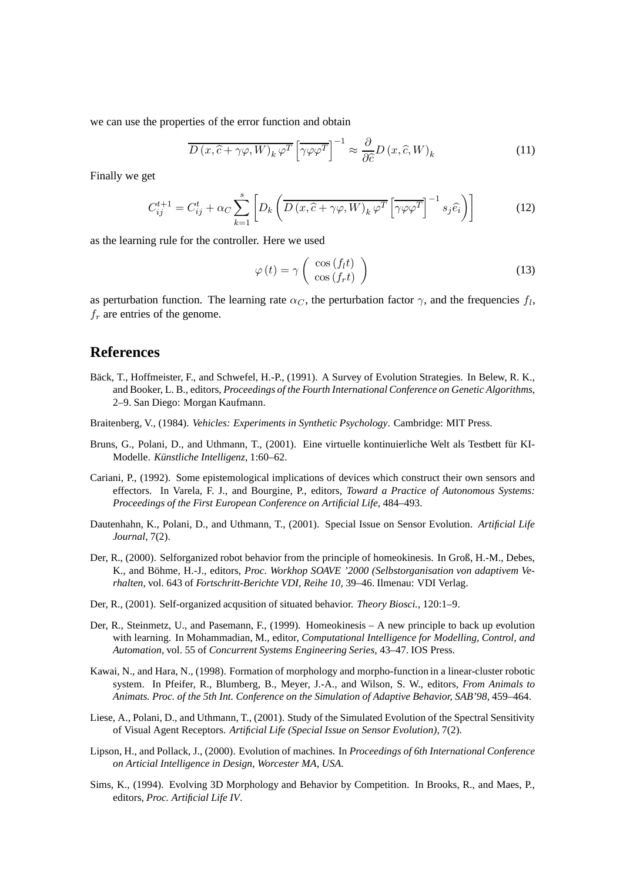we can use the properties of the error function and obtain

$$\overline{D\left(x,\widehat{c}+\gamma\varphi,W\right)_k\varphi^T}\left[\overline{\gamma\varphi\varphi^T}\right]^{-1}\approx\frac{\partial}{\partial\widehat{c}}D\left(x,\widehat{c},W\right)_k \tag{11}$$

Finally we get

$$C_{ij}^{t+1}=C_{ij}^t+\alpha_C\sum_{k=1}^{s}\left[D_k\left(\overline{D\left(x,\widehat{c}+\gamma\varphi,W\right)_k\varphi^T}\left[\overline{\gamma\varphi\varphi^T}\right]^{-1}s_j\widehat{e}_i\right)\right] \tag{12}$$

as the learning rule for the controller. Here we used

$$\varphi\left(t\right)=\gamma\begin{pmatrix}\cos\left(f_l t\right)\\ \cos\left(f_r t\right)\end{pmatrix} \tag{13}$$

as perturbation function. The learning rate $\alpha_C$, the perturbation factor $\gamma$, and the frequencies $f_l$, $f_r$ are entries of the genome.

## References

Bäck, T., Hoffmeister, F., and Schwefel, H.-P., (1991). A Survey of Evolution Strategies. In Belew, R. K., and Booker, L. B., editors, *Proceedings of the Fourth International Conference on Genetic Algorithms*, 2–9. San Diego: Morgan Kaufmann.

Braitenberg, V., (1984). *Vehicles: Experiments in Synthetic Psychology*. Cambridge: MIT Press.

Bruns, G., Polani, D., and Uthmann, T., (2001). Eine virtuelle kontinuierliche Welt als Testbett für KI-Modelle. *Künstliche Intelligenz*, 1:60–62.

Cariani, P., (1992). Some epistemological implications of devices which construct their own sensors and effectors. In Varela, F. J., and Bourgine, P., editors, *Toward a Practice of Autonomous Systems: Proceedings of the First European Conference on Artificial Life*, 484–493.

Dautenhahn, K., Polani, D., and Uthmann, T., (2001). Special Issue on Sensor Evolution. *Artificial Life Journal*, 7(2).

Der, R., (2000). Selforganized robot behavior from the principle of homeokinesis. In Groß, H.-M., Debes, K., and Böhme, H.-J., editors, *Proc. Workhop SOAVE '2000 (Selbstorganisation von adaptivem Verhalten*, vol. 643 of *Fortschritt-Berichte VDI, Reihe 10*, 39–46. Ilmenau: VDI Verlag.

Der, R., (2001). Self-organized acqusition of situated behavior. *Theory Biosci.*, 120:1–9.

Der, R., Steinmetz, U., and Pasemann, F., (1999). Homeokinesis – A new principle to back up evolution with learning. In Mohammadian, M., editor, *Computational Intelligence for Modelling, Control, and Automation*, vol. 55 of *Concurrent Systems Engineering Series*, 43–47. IOS Press.

Kawai, N., and Hara, N., (1998). Formation of morphology and morpho-function in a linear-cluster robotic system. In Pfeifer, R., Blumberg, B., Meyer, J.-A., and Wilson, S. W., editors, *From Animals to Animats. Proc. of the 5th Int. Conference on the Simulation of Adaptive Behavior, SAB'98*, 459–464.

Liese, A., Polani, D., and Uthmann, T., (2001). Study of the Simulated Evolution of the Spectral Sensitivity of Visual Agent Receptors. *Artificial Life (Special Issue on Sensor Evolution)*, 7(2).

Lipson, H., and Pollack, J., (2000). Evolution of machines. In *Proceedings of 6th International Conference on Articial Intelligence in Design, Worcester MA, USA*.

Sims, K., (1994). Evolving 3D Morphology and Behavior by Competition. In Brooks, R., and Maes, P., editors, *Proc. Artificial Life IV*.